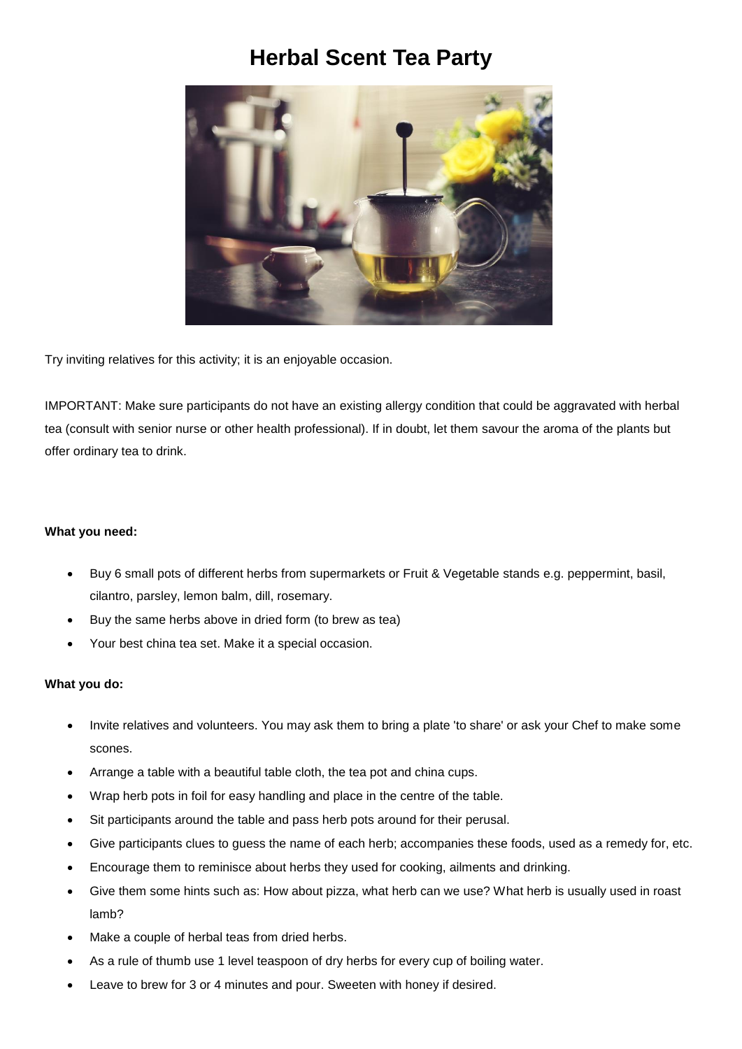# Herbal Scent Tea Party

Try inviting relatives for this activity; it is an enjoyable occasion.

IMPORTANT: Make sure participants do not have an existing allergy condition that could be aggravated with herbal tea (consult with senior nurse or other health professional). If in doubt, let them savour the aroma of the plants but offer ordinary tea to drink.

**What you need:**

- Buy 6 small pots of different herbs from supermarkets or Fruit & Vegetable stands e.g. peppermint, basil, cilantro, parsley, lemon balm, dill, rosemary.
- Buy the same herbs above in dried form (to brew as tea)
- Your best china tea set. Make it a special occasion.

**What you do:**

- Invite relatives and volunteers. You may ask them to bring a plate 'to share' or ask your Chef to make some scones.
- Arrange a table with a beautiful table cloth, the tea pot and china cups.
- Wrap herb pots in foil for easy handling and place in the centre of the table.
- Sit participants around the table and pass herb pots around for their perusal.
- Give participants clues to guess the name of each herb; accompanies these foods, used as a remedy for, etc.
- Encourage them to reminisce about herbs they used for cooking, ailments and drinking.
- Give them some hints such as: How about pizza, what herb can we use? What herb is usually used in roast lamb?
- Make a couple of herbal teas from dried herbs.
- As a rule of thumb use 1 level teaspoon of dry herbs for every cup of boiling water.
- Leave to brew for 3 or 4 minutes and pour. Sweeten with honey if desired.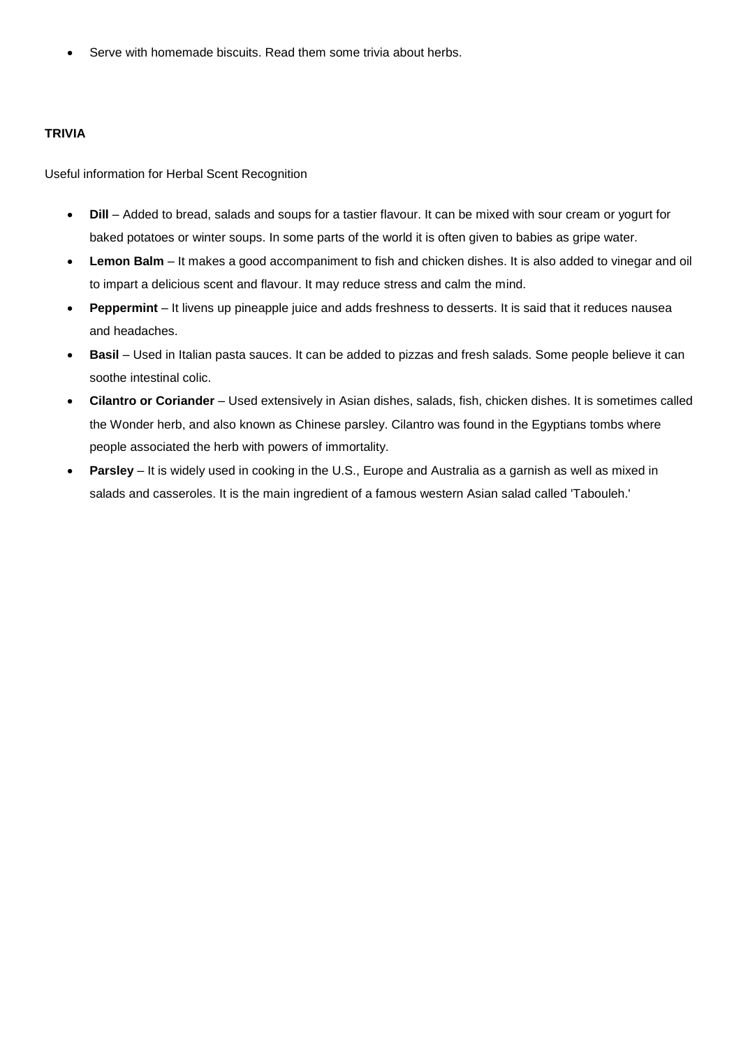- Serve with homemade biscuits. Read them some trivia about herbs.

**TRIVIA**

Useful information for Herbal Scent Recognition

- **Dill** – Added to bread, salads and soups for a tastier flavour. It can be mixed with sour cream or yogurt for baked potatoes or winter soups. In some parts of the world it is often given to babies as gripe water.
- **Lemon Balm** – It makes a good accompaniment to fish and chicken dishes. It is also added to vinegar and oil to impart a delicious scent and flavour. It may reduce stress and calm the mind.
- **Peppermint** – It livens up pineapple juice and adds freshness to desserts. It is said that it reduces nausea and headaches.
- **Basil** – Used in Italian pasta sauces. It can be added to pizzas and fresh salads. Some people believe it can soothe intestinal colic.
- **Cilantro or Coriander** – Used extensively in Asian dishes, salads, fish, chicken dishes. It is sometimes called the Wonder herb, and also known as Chinese parsley. Cilantro was found in the Egyptians tombs where people associated the herb with powers of immortality.
- **Parsley** – It is widely used in cooking in the U.S., Europe and Australia as a garnish as well as mixed in salads and casseroles. It is the main ingredient of a famous western Asian salad called 'Tabouleh.'